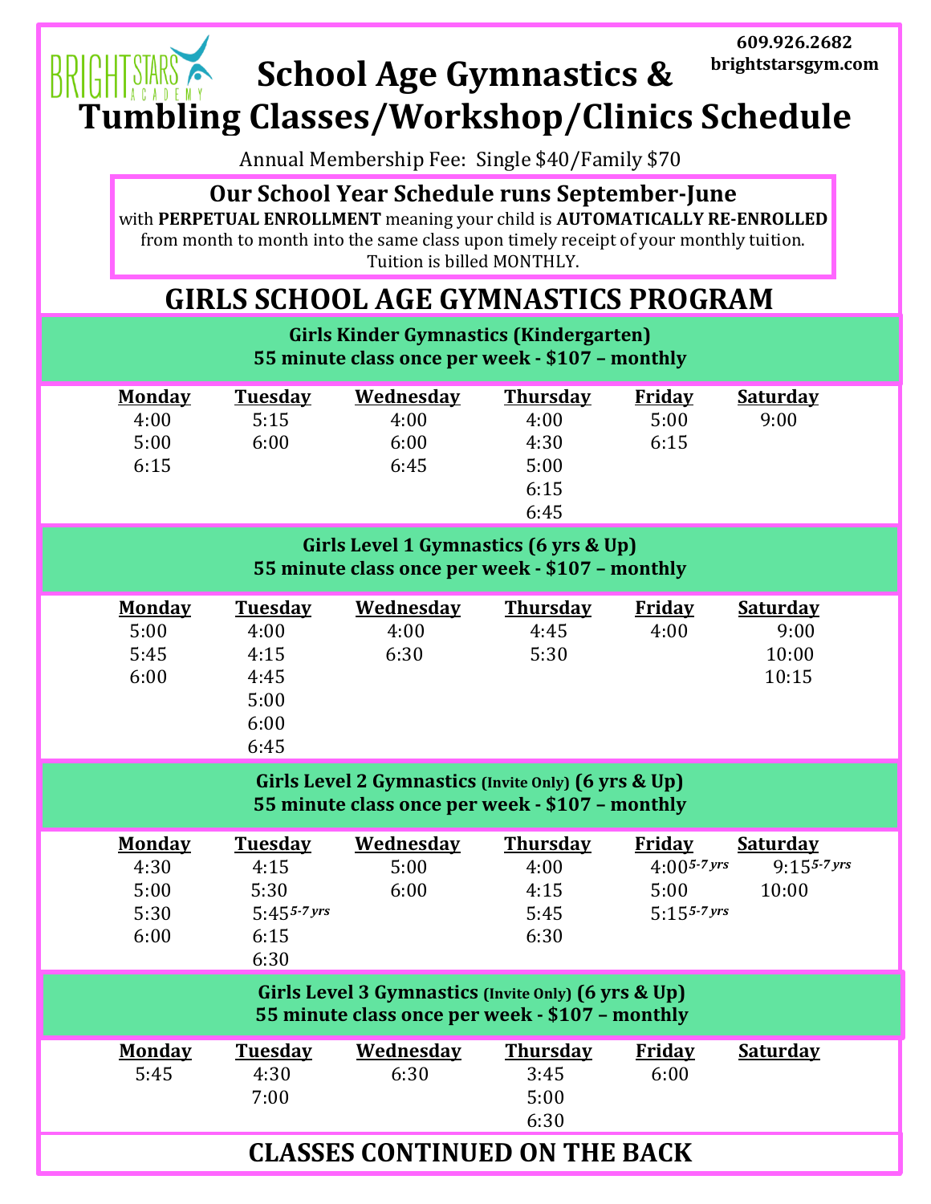BRIGHT STARS ACADEMY

609.926.2682
brightstarsgym.com

# School Age Gymnastics & Tumbling Classes/Workshop/Clinics Schedule

Annual Membership Fee: Single $40/Family $70

**Our School Year Schedule runs September-June**
with **PERPETUAL ENROLLMENT** meaning your child is **AUTOMATICALLY RE-ENROLLED** from month to month into the same class upon timely receipt of your monthly tuition. Tuition is billed MONTHLY.

## GIRLS SCHOOL AGE GYMNASTICS PROGRAM

### Girls Kinder Gymnastics (Kindergarten)
**55 minute class once per week - $107 – monthly**

| Monday | Tuesday | Wednesday | Thursday | Friday | Saturday |
|---|---|---|---|---|---|
| 4:00 | 5:15 | 4:00 | 4:00 | 5:00 | 9:00 |
| 5:00 | 6:00 | 6:00 | 4:30 | 6:15 | |
| 6:15 | | 6:45 | 5:00 | | |
| | | | 6:15 | | |
| | | | 6:45 | | |

### Girls Level 1 Gymnastics (6 yrs & Up)
**55 minute class once per week - $107 – monthly**

| Monday | Tuesday | Wednesday | Thursday | Friday | Saturday |
|---|---|---|---|---|---|
| 5:00 | 4:00 | 4:00 | 4:45 | 4:00 | 9:00 |
| 5:45 | 4:15 | 6:30 | 5:30 | | 10:00 |
| 6:00 | 4:45 | | | | 10:15 |
| | 5:00 | | | | |
| | 6:00 | | | | |
| | 6:45 | | | | |

### Girls Level 2 Gymnastics (Invite Only) (6 yrs & Up)
**55 minute class once per week - $107 – monthly**

| Monday | Tuesday | Wednesday | Thursday | Friday | Saturday |
|---|---|---|---|---|---|
| 4:30 | 4:15 | 5:00 | 4:00 | 4:00 *5-7 yrs* | 9:15 *5-7 yrs* |
| 5:00 | 5:30 | 6:00 | 4:15 | 5:00 | 10:00 |
| 5:30 | 5:45 *5-7 yrs* | | 5:45 | 5:15 *5-7 yrs* | |
| 6:00 | 6:15 | | 6:30 | | |
| | 6:30 | | | | |

### Girls Level 3 Gymnastics (Invite Only) (6 yrs & Up)
**55 minute class once per week - $107 – monthly**

| Monday | Tuesday | Wednesday | Thursday | Friday | Saturday |
|---|---|---|---|---|---|
| 5:45 | 4:30 | 6:30 | 3:45 | 6:00 | |
| | 7:00 | | 5:00 | | |
| | | | 6:30 | | |

**CLASSES CONTINUED ON THE BACK**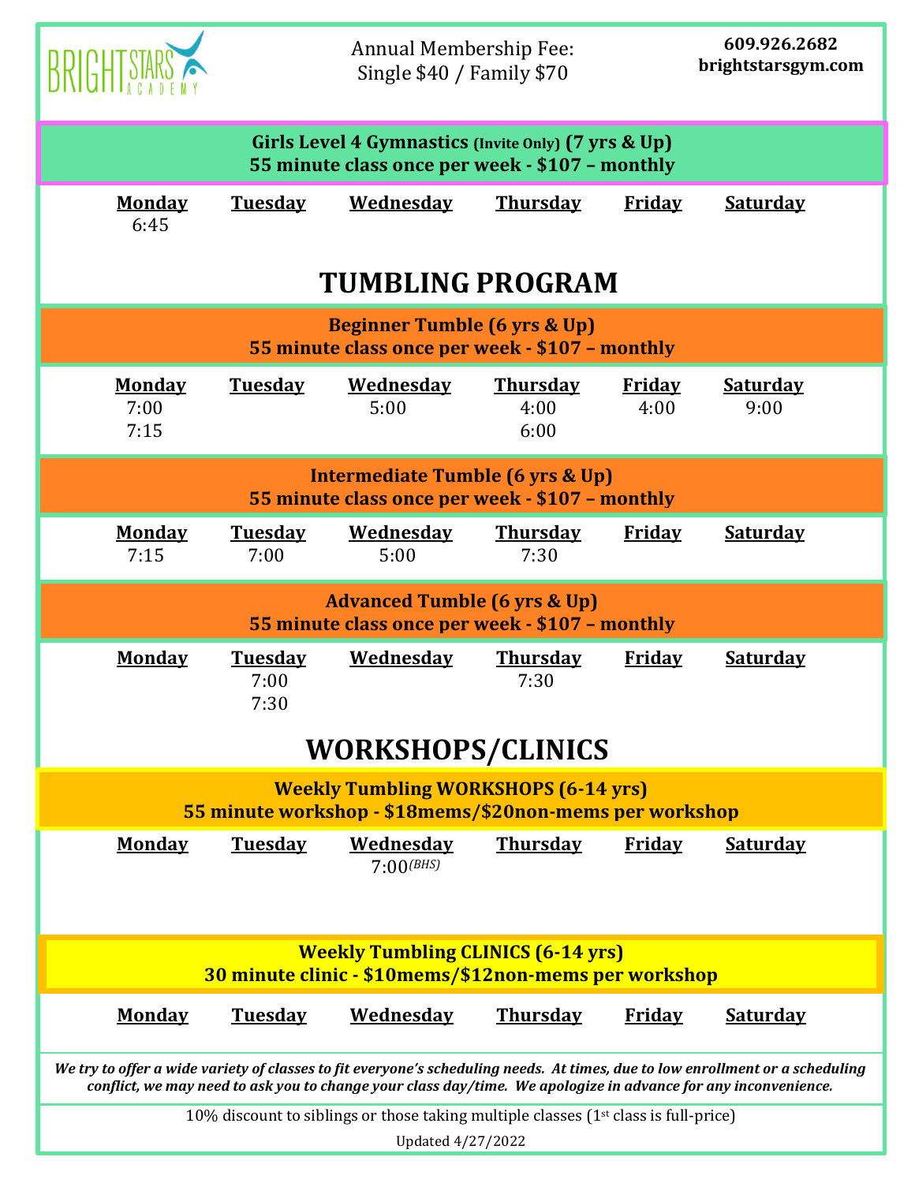BRIGHT STARS ACADEMY

Annual Membership Fee:
Single $40 / Family $70

**609.926.2682**
**brightstarsgym.com**

**Girls Level 4 Gymnastics (Invite Only) (7 yrs & Up)**
**55 minute class once per week - $107 – monthly**

| Monday | Tuesday | Wednesday | Thursday | Friday | Saturday |
|---|---|---|---|---|---|
| 6:45 | | | | | |

# TUMBLING PROGRAM

**Beginner Tumble (6 yrs & Up)**
**55 minute class once per week - $107 – monthly**

| Monday | Tuesday | Wednesday | Thursday | Friday | Saturday |
|---|---|---|---|---|---|
| 7:00 | | 5:00 | 4:00 | 4:00 | 9:00 |
| 7:15 | | | 6:00 | | |

**Intermediate Tumble (6 yrs & Up)**
**55 minute class once per week - $107 – monthly**

| Monday | Tuesday | Wednesday | Thursday | Friday | Saturday |
|---|---|---|---|---|---|
| 7:15 | 7:00 | 5:00 | 7:30 | | |

**Advanced Tumble (6 yrs & Up)**
**55 minute class once per week - $107 – monthly**

| Monday | Tuesday | Wednesday | Thursday | Friday | Saturday |
|---|---|---|---|---|---|
| | 7:00 | | 7:30 | | |
| | 7:30 | | | | |

# WORKSHOPS/CLINICS

**Weekly Tumbling WORKSHOPS (6-14 yrs)**
**55 minute workshop - $18mems/$20non-mems per workshop**

| Monday | Tuesday | Wednesday | Thursday | Friday | Saturday |
|---|---|---|---|---|---|
| | | 7:00*(BHS)* | | | |

**Weekly Tumbling CLINICS (6-14 yrs)**
**30 minute clinic - $10mems/$12non-mems per workshop**

| Monday | Tuesday | Wednesday | Thursday | Friday | Saturday |
|---|---|---|---|---|---|

***We try to offer a wide variety of classes to fit everyone's scheduling needs. At times, due to low enrollment or a scheduling conflict, we may need to ask you to change your class day/time. We apologize in advance for any inconvenience.***

10% discount to siblings or those taking multiple classes (1st class is full-price)

Updated 4/27/2022